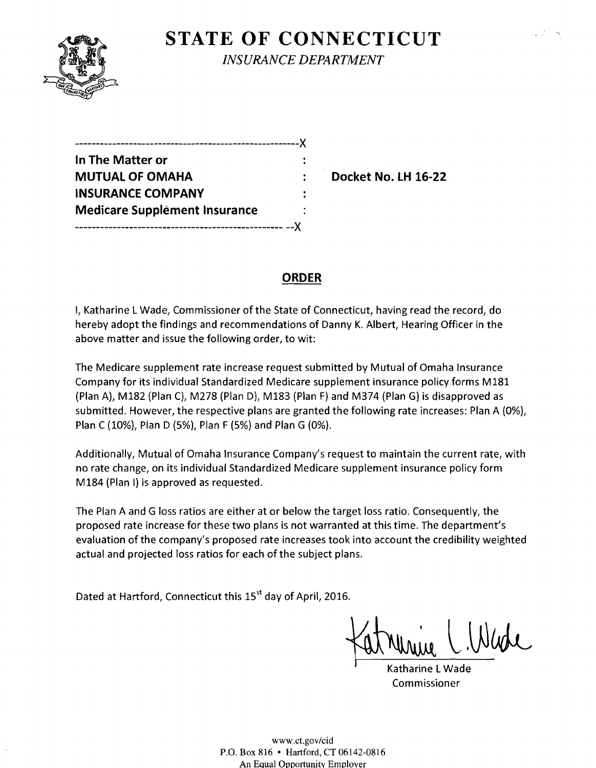# STATE OF CONNECTICUT

*INSURANCE DEPARTMENT*

---------------------------------------------------------X

**In The Matter or** :
**MUTUAL OF OMAHA** : **Docket No. LH 16-22**
**INSURANCE COMPANY** :
**Medicare Supplement Insurance** :

--------------------------------------------------------X

## ORDER

I, Katharine L Wade, Commissioner of the State of Connecticut, having read the record, do hereby adopt the findings and recommendations of Danny K. Albert, Hearing Officer in the above matter and issue the following order, to wit:

The Medicare supplement rate increase request submitted by Mutual of Omaha Insurance Company for its individual Standardized Medicare supplement insurance policy forms M181 (Plan A), M182 (Plan C), M278 (Plan D), M183 (Plan F) and M374 (Plan G) is disapproved as submitted. However, the respective plans are granted the following rate increases: Plan A (0%), Plan C (10%), Plan D (5%), Plan F (5%) and Plan G (0%).

Additionally, Mutual of Omaha Insurance Company's request to maintain the current rate, with no rate change, on its individual Standardized Medicare supplement insurance policy form M184 (Plan I) is approved as requested.

The Plan A and G loss ratios are either at or below the target loss ratio. Consequently, the proposed rate increase for these two plans is not warranted at this time. The department's evaluation of the company's proposed rate increases took into account the credibility weighted actual and projected loss ratios for each of the subject plans.

Dated at Hartford, Connecticut this 15st day of April, 2016.

Katharine L Wade

Katharine L Wade
Commissioner

www.ct.gov/cid
P.O. Box 816 • Hartford, CT 06142-0816
An Equal Opportunity Employer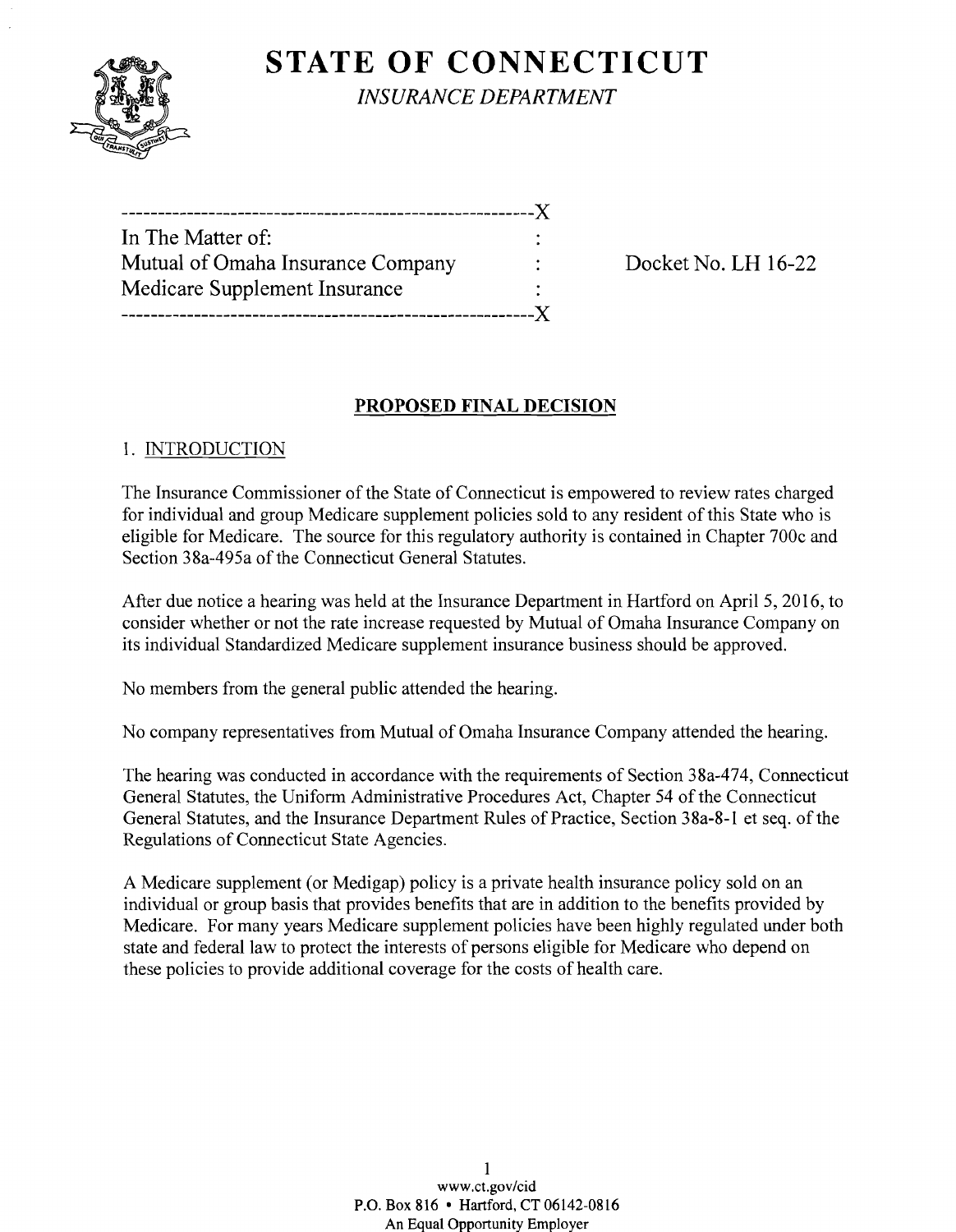# STATE OF CONNECTICUT

*INSURANCE DEPARTMENT*

```
---------------------------------------------------------X
In The Matter of:                                        :
Mutual of Omaha Insurance Company                        :        Docket No. LH 16-22
Medicare Supplement Insurance                            :
---------------------------------------------------------X
```

## PROPOSED FINAL DECISION

### 1. INTRODUCTION

The Insurance Commissioner of the State of Connecticut is empowered to review rates charged for individual and group Medicare supplement policies sold to any resident of this State who is eligible for Medicare. The source for this regulatory authority is contained in Chapter 700c and Section 38a-495a of the Connecticut General Statutes.

After due notice a hearing was held at the Insurance Department in Hartford on April 5, 2016, to consider whether or not the rate increase requested by Mutual of Omaha Insurance Company on its individual Standardized Medicare supplement insurance business should be approved.

No members from the general public attended the hearing.

No company representatives from Mutual of Omaha Insurance Company attended the hearing.

The hearing was conducted in accordance with the requirements of Section 38a-474, Connecticut General Statutes, the Uniform Administrative Procedures Act, Chapter 54 of the Connecticut General Statutes, and the Insurance Department Rules of Practice, Section 38a-8-1 et seq. of the Regulations of Connecticut State Agencies.

A Medicare supplement (or Medigap) policy is a private health insurance policy sold on an individual or group basis that provides benefits that are in addition to the benefits provided by Medicare. For many years Medicare supplement policies have been highly regulated under both state and federal law to protect the interests of persons eligible for Medicare who depend on these policies to provide additional coverage for the costs of health care.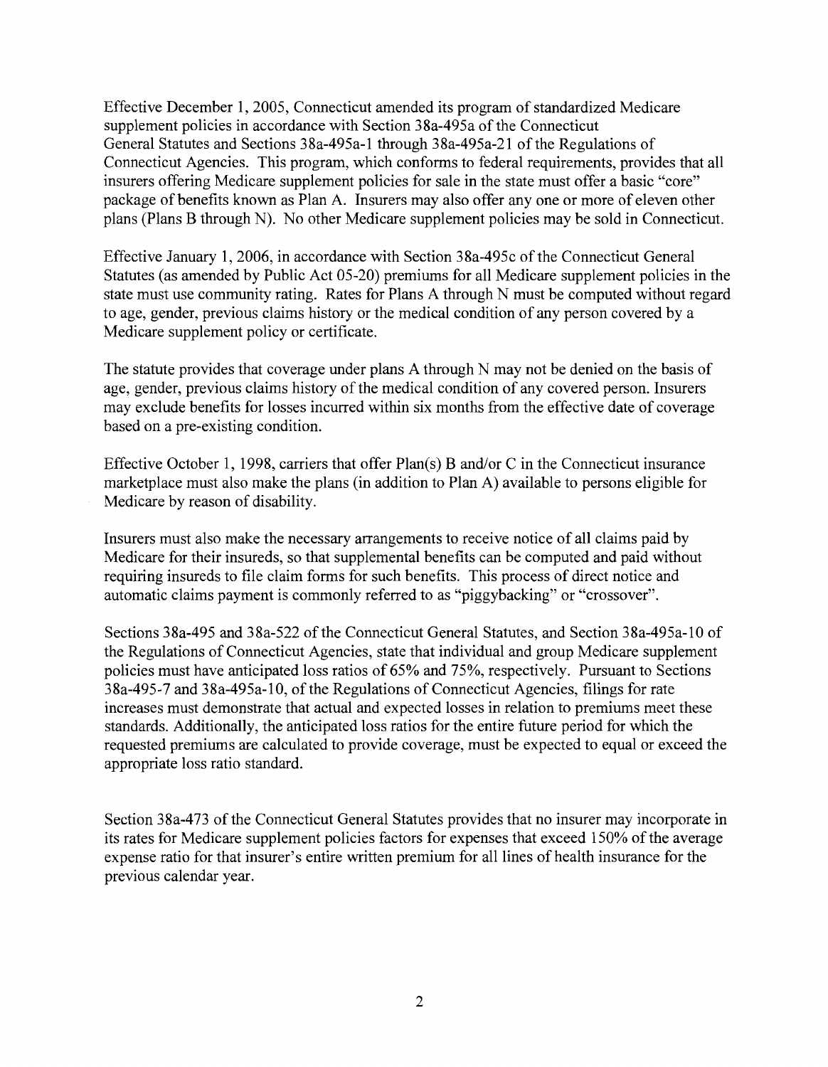Effective December 1, 2005, Connecticut amended its program of standardized Medicare supplement policies in accordance with Section 38a-495a of the Connecticut General Statutes and Sections 38a-495a-1 through 38a-495a-21 of the Regulations of Connecticut Agencies. This program, which conforms to federal requirements, provides that all insurers offering Medicare supplement policies for sale in the state must offer a basic "core" package of benefits known as Plan A. Insurers may also offer any one or more of eleven other plans (Plans B through N). No other Medicare supplement policies may be sold in Connecticut.

Effective January 1, 2006, in accordance with Section 38a-495c of the Connecticut General Statutes (as amended by Public Act 05-20) premiums for all Medicare supplement policies in the state must use community rating. Rates for Plans A through N must be computed without regard to age, gender, previous claims history or the medical condition of any person covered by a Medicare supplement policy or certificate.

The statute provides that coverage under plans A through N may not be denied on the basis of age, gender, previous claims history of the medical condition of any covered person. Insurers may exclude benefits for losses incurred within six months from the effective date of coverage based on a pre-existing condition.

Effective October 1, 1998, carriers that offer Plan(s) B and/or C in the Connecticut insurance marketplace must also make the plans (in addition to Plan A) available to persons eligible for Medicare by reason of disability.

Insurers must also make the necessary arrangements to receive notice of all claims paid by Medicare for their insureds, so that supplemental benefits can be computed and paid without requiring insureds to file claim forms for such benefits. This process of direct notice and automatic claims payment is commonly referred to as "piggybacking" or "crossover".

Sections 38a-495 and 38a-522 of the Connecticut General Statutes, and Section 38a-495a-10 of the Regulations of Connecticut Agencies, state that individual and group Medicare supplement policies must have anticipated loss ratios of 65% and 75%, respectively. Pursuant to Sections 38a-495-7 and 38a-495a-10, of the Regulations of Connecticut Agencies, filings for rate increases must demonstrate that actual and expected losses in relation to premiums meet these standards. Additionally, the anticipated loss ratios for the entire future period for which the requested premiums are calculated to provide coverage, must be expected to equal or exceed the appropriate loss ratio standard.

Section 38a-473 of the Connecticut General Statutes provides that no insurer may incorporate in its rates for Medicare supplement policies factors for expenses that exceed 150% of the average expense ratio for that insurer's entire written premium for all lines of health insurance for the previous calendar year.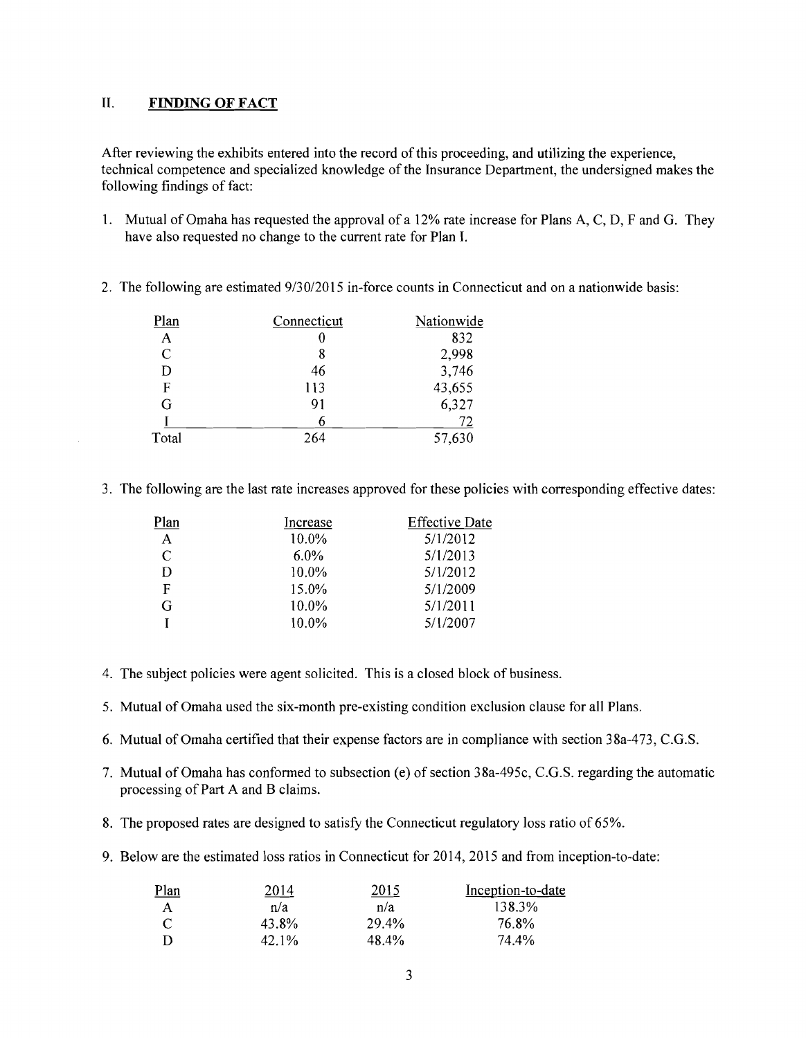## II. FINDING OF FACT

After reviewing the exhibits entered into the record of this proceeding, and utilizing the experience, technical competence and specialized knowledge of the Insurance Department, the undersigned makes the following findings of fact:

1. Mutual of Omaha has requested the approval of a 12% rate increase for Plans A, C, D, F and G. They have also requested no change to the current rate for Plan I.

2. The following are estimated 9/30/2015 in-force counts in Connecticut and on a nationwide basis:

| Plan | Connecticut | Nationwide |
|---|---|---|
| A | 0 | 832 |
| C | 8 | 2,998 |
| D | 46 | 3,746 |
| F | 113 | 43,655 |
| G | 91 | 6,327 |
| I | 6 | 72 |
| Total | 264 | 57,630 |

3. The following are the last rate increases approved for these policies with corresponding effective dates:

| Plan | Increase | Effective Date |
|---|---|---|
| A | 10.0% | 5/1/2012 |
| C | 6.0% | 5/1/2013 |
| D | 10.0% | 5/1/2012 |
| F | 15.0% | 5/1/2009 |
| G | 10.0% | 5/1/2011 |
| I | 10.0% | 5/1/2007 |

4. The subject policies were agent solicited. This is a closed block of business.

5. Mutual of Omaha used the six-month pre-existing condition exclusion clause for all Plans.

6. Mutual of Omaha certified that their expense factors are in compliance with section 38a-473, C.G.S.

7. Mutual of Omaha has conformed to subsection (e) of section 38a-495c, C.G.S. regarding the automatic processing of Part A and B claims.

8. The proposed rates are designed to satisfy the Connecticut regulatory loss ratio of 65%.

9. Below are the estimated loss ratios in Connecticut for 2014, 2015 and from inception-to-date:

| Plan | 2014 | 2015 | Inception-to-date |
|---|---|---|---|
| A | n/a | n/a | 138.3% |
| C | 43.8% | 29.4% | 76.8% |
| D | 42.1% | 48.4% | 74.4% |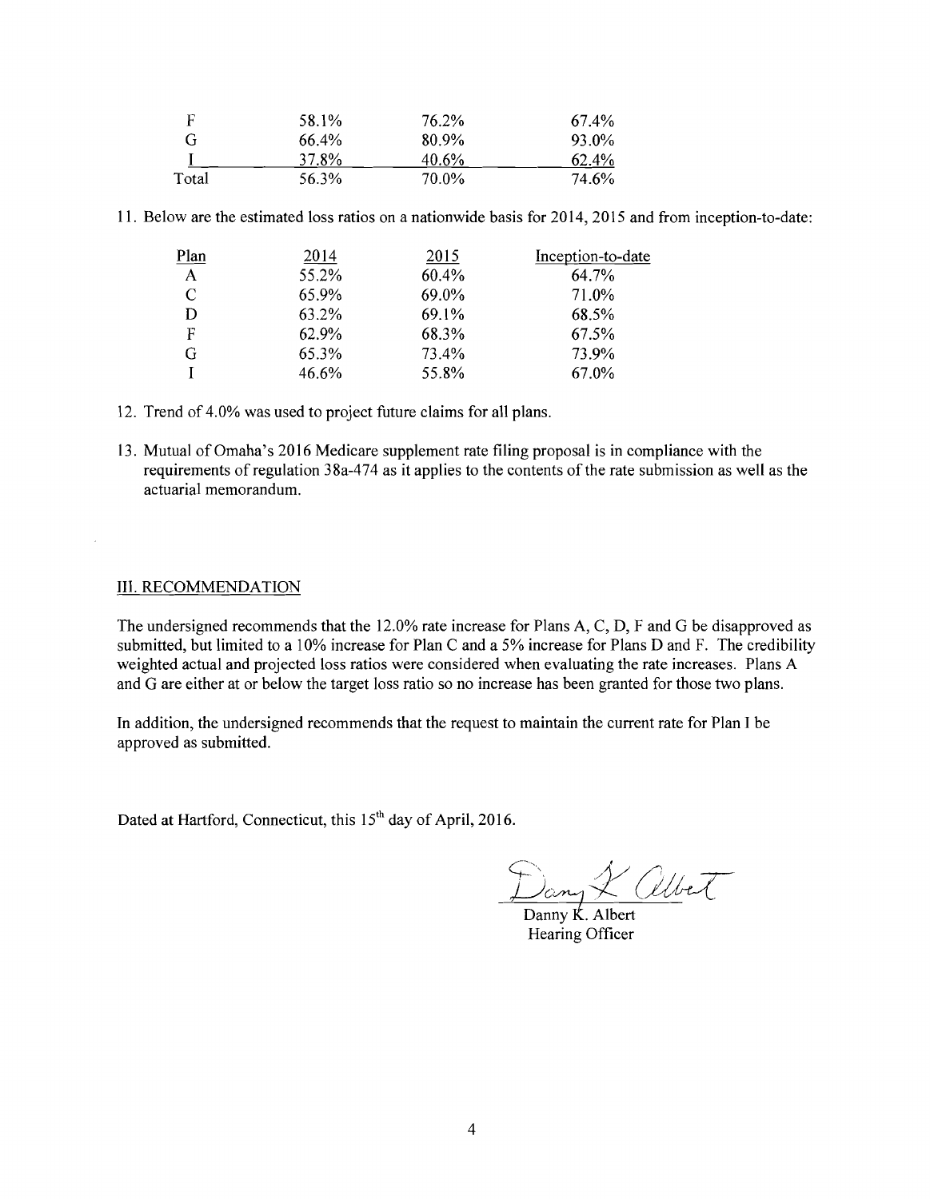| | | | |
|---|---|---|---|
| F | 58.1% | 76.2% | 67.4% |
| G | 66.4% | 80.9% | 93.0% |
| I | 37.8% | 40.6% | 62.4% |
| Total | 56.3% | 70.0% | 74.6% |

11. Below are the estimated loss ratios on a nationwide basis for 2014, 2015 and from inception-to-date:

| Plan | 2014 | 2015 | Inception-to-date |
|---|---|---|---|
| A | 55.2% | 60.4% | 64.7% |
| C | 65.9% | 69.0% | 71.0% |
| D | 63.2% | 69.1% | 68.5% |
| F | 62.9% | 68.3% | 67.5% |
| G | 65.3% | 73.4% | 73.9% |
| I | 46.6% | 55.8% | 67.0% |

12. Trend of 4.0% was used to project future claims for all plans.

13. Mutual of Omaha's 2016 Medicare supplement rate filing proposal is in compliance with the requirements of regulation 38a-474 as it applies to the contents of the rate submission as well as the actuarial memorandum.

## III. RECOMMENDATION

The undersigned recommends that the 12.0% rate increase for Plans A, C, D, F and G be disapproved as submitted, but limited to a 10% increase for Plan C and a 5% increase for Plans D and F. The credibility weighted actual and projected loss ratios were considered when evaluating the rate increases. Plans A and G are either at or below the target loss ratio so no increase has been granted for those two plans.

In addition, the undersigned recommends that the request to maintain the current rate for Plan I be approved as submitted.

Dated at Hartford, Connecticut, this 15th day of April, 2016.

Danny K. Albert
Hearing Officer